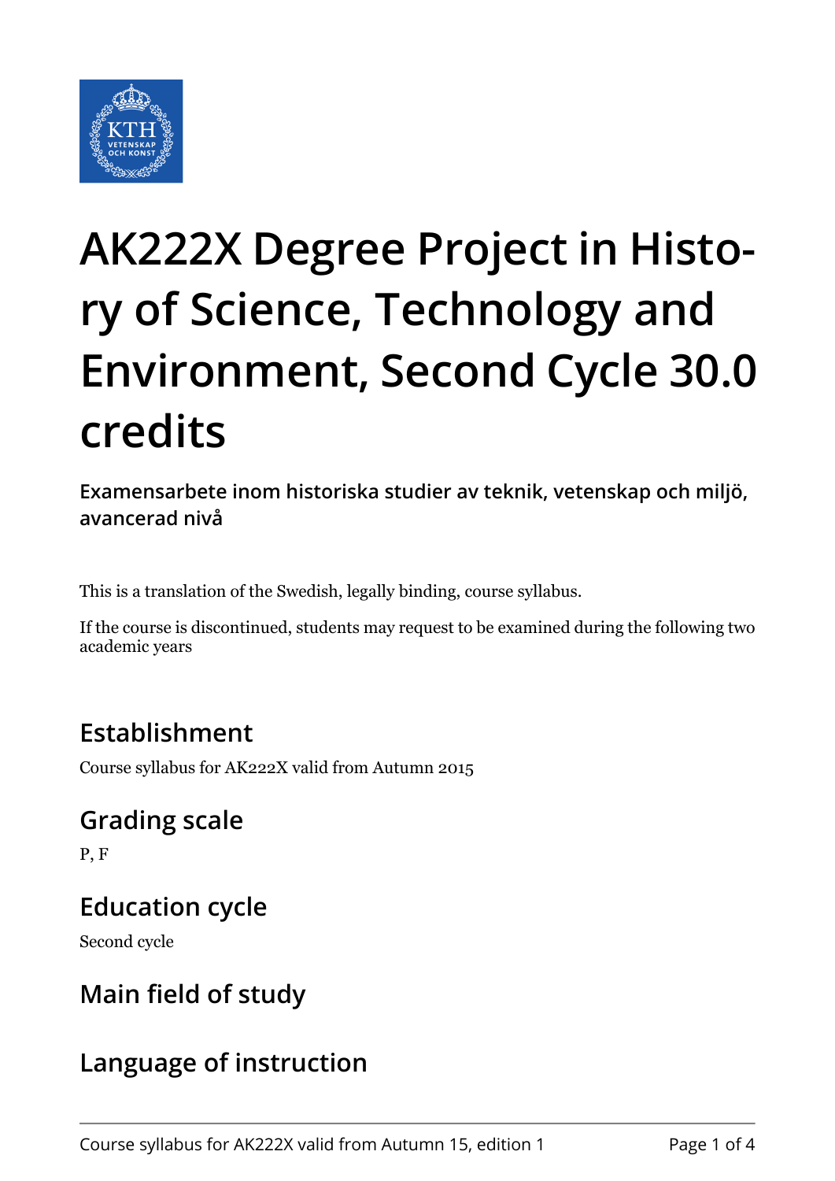# AK222X Degree Project in History of Science, Technology and Environment, Second Cycle 30.0 credits

**Examensarbete inom historiska studier av teknik, vetenskap och miljö, avancerad nivå**

This is a translation of the Swedish, legally binding, course syllabus.

If the course is discontinued, students may request to be examined during the following two academic years

## Establishment

Course syllabus for AK222X valid from Autumn 2015

## Grading scale

P, F

## Education cycle

Second cycle

## Main field of study

## Language of instruction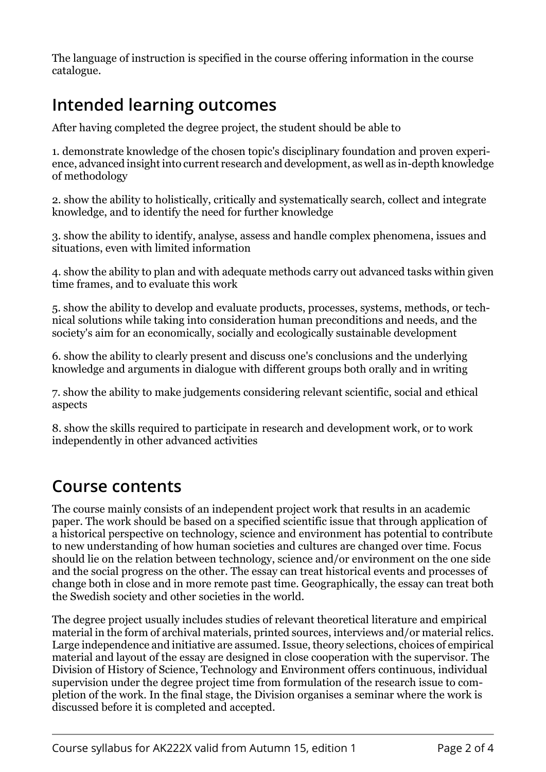The language of instruction is specified in the course offering information in the course catalogue.

## Intended learning outcomes

After having completed the degree project, the student should be able to

1. demonstrate knowledge of the chosen topic's disciplinary foundation and proven experience, advanced insight into current research and development, as well as in-depth knowledge of methodology

2. show the ability to holistically, critically and systematically search, collect and integrate knowledge, and to identify the need for further knowledge

3. show the ability to identify, analyse, assess and handle complex phenomena, issues and situations, even with limited information

4. show the ability to plan and with adequate methods carry out advanced tasks within given time frames, and to evaluate this work

5. show the ability to develop and evaluate products, processes, systems, methods, or technical solutions while taking into consideration human preconditions and needs, and the society's aim for an economically, socially and ecologically sustainable development

6. show the ability to clearly present and discuss one's conclusions and the underlying knowledge and arguments in dialogue with different groups both orally and in writing

7. show the ability to make judgements considering relevant scientific, social and ethical aspects

8. show the skills required to participate in research and development work, or to work independently in other advanced activities

## Course contents

The course mainly consists of an independent project work that results in an academic paper. The work should be based on a specified scientific issue that through application of a historical perspective on technology, science and environment has potential to contribute to new understanding of how human societies and cultures are changed over time. Focus should lie on the relation between technology, science and/or environment on the one side and the social progress on the other. The essay can treat historical events and processes of change both in close and in more remote past time. Geographically, the essay can treat both the Swedish society and other societies in the world.

The degree project usually includes studies of relevant theoretical literature and empirical material in the form of archival materials, printed sources, interviews and/or material relics. Large independence and initiative are assumed. Issue, theory selections, choices of empirical material and layout of the essay are designed in close cooperation with the supervisor. The Division of History of Science, Technology and Environment offers continuous, individual supervision under the degree project time from formulation of the research issue to completion of the work. In the final stage, the Division organises a seminar where the work is discussed before it is completed and accepted.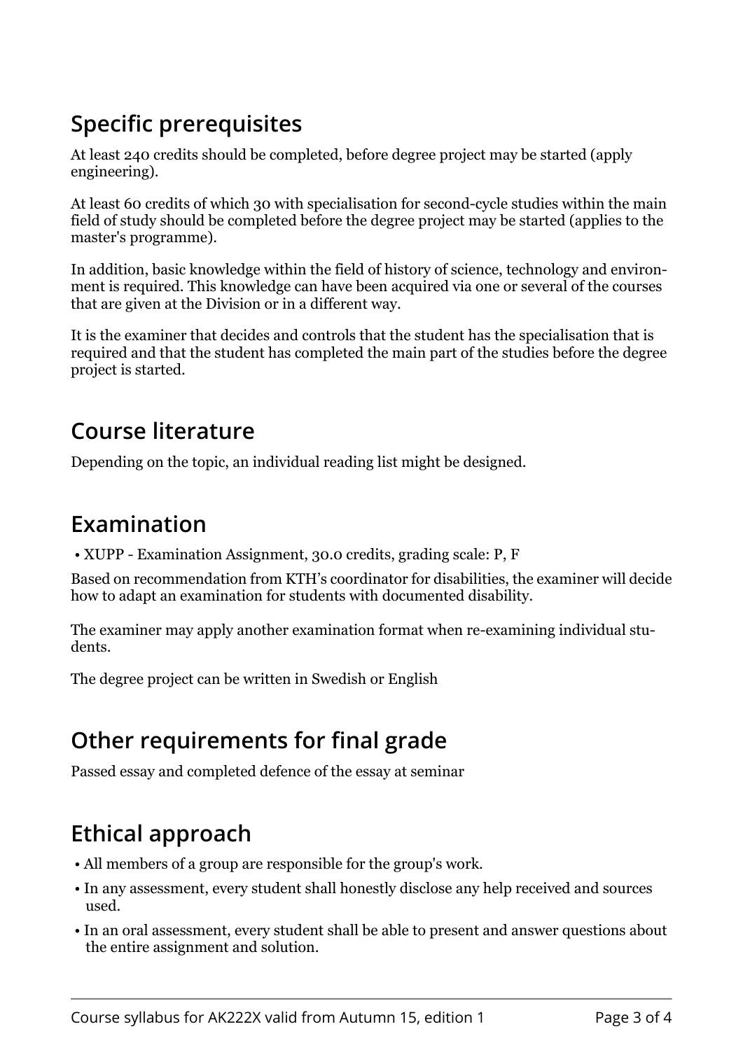## Specific prerequisites

At least 240 credits should be completed, before degree project may be started (apply engineering).

At least 60 credits of which 30 with specialisation for second-cycle studies within the main field of study should be completed before the degree project may be started (applies to the master's programme).

In addition, basic knowledge within the field of history of science, technology and environment is required. This knowledge can have been acquired via one or several of the courses that are given at the Division or in a different way.

It is the examiner that decides and controls that the student has the specialisation that is required and that the student has completed the main part of the studies before the degree project is started.

## Course literature

Depending on the topic, an individual reading list might be designed.

## Examination

- XUPP - Examination Assignment, 30.0 credits, grading scale: P, F

Based on recommendation from KTH's coordinator for disabilities, the examiner will decide how to adapt an examination for students with documented disability.

The examiner may apply another examination format when re-examining individual students.

The degree project can be written in Swedish or English

## Other requirements for final grade

Passed essay and completed defence of the essay at seminar

## Ethical approach

- All members of a group are responsible for the group's work.
- In any assessment, every student shall honestly disclose any help received and sources used.
- In an oral assessment, every student shall be able to present and answer questions about the entire assignment and solution.